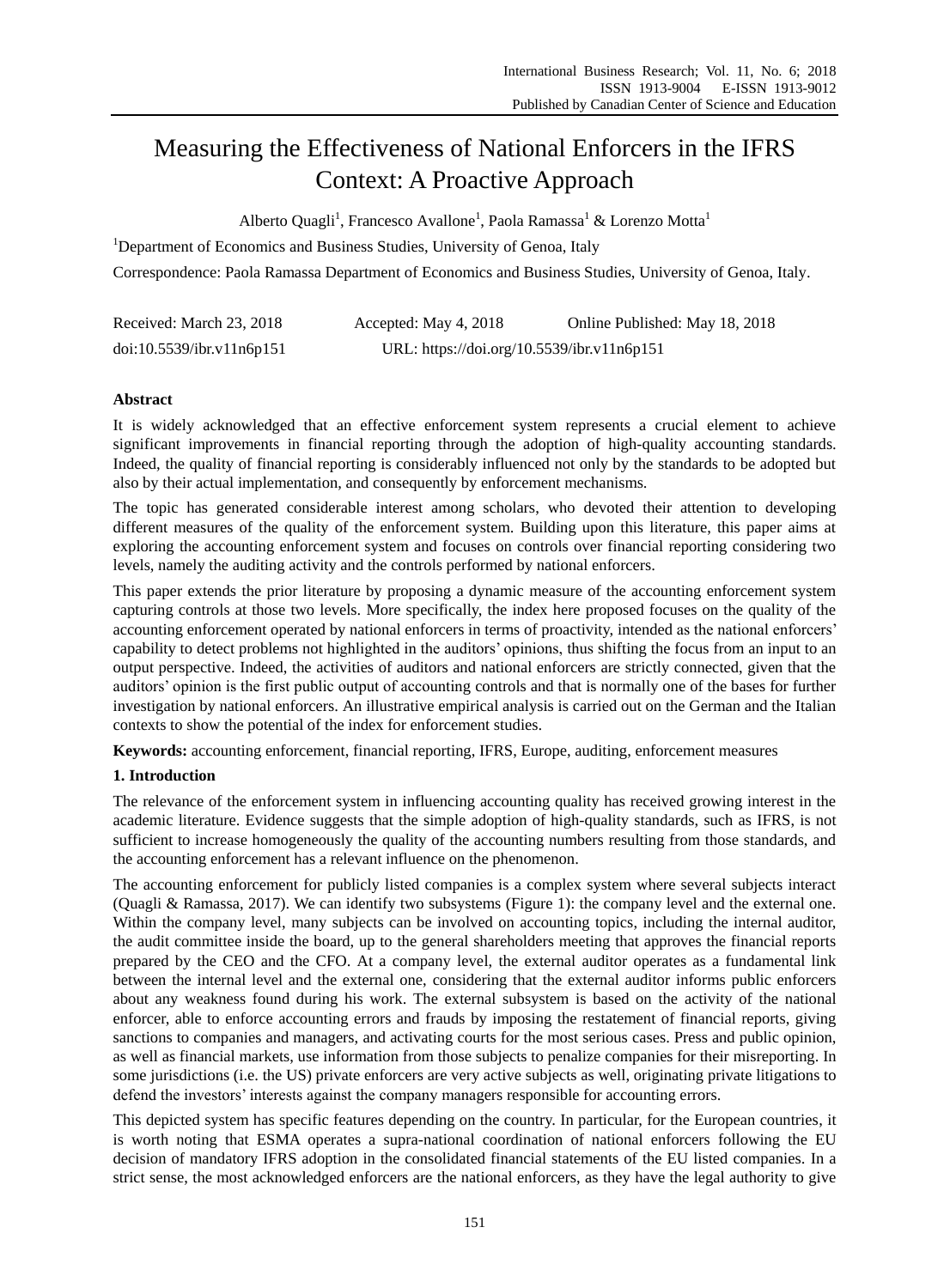# Measuring the Effectiveness of National Enforcers in the IFRS Context: A Proactive Approach

Alberto Quagli[1], Francesco Avallone[1], Paola Ramassa[1] & Lorenzo Motta[1]

[1]Department of Economics and Business Studies, University of Genoa, Italy

Correspondence: Paola Ramassa Department of Economics and Business Studies, University of Genoa, Italy.

Received: March 23, 2018 Accepted: May 4, 2018 Online Published: May 18, 2018

doi:10.5539/ibr.v11n6p151 URL: https://doi.org/10.5539/ibr.v11n6p151

**Abstract**

It is widely acknowledged that an effective enforcement system represents a crucial element to achieve significant improvements in financial reporting through the adoption of high-quality accounting standards. Indeed, the quality of financial reporting is considerably influenced not only by the standards to be adopted but also by their actual implementation, and consequently by enforcement mechanisms.

The topic has generated considerable interest among scholars, who devoted their attention to developing different measures of the quality of the enforcement system. Building upon this literature, this paper aims at exploring the accounting enforcement system and focuses on controls over financial reporting considering two levels, namely the auditing activity and the controls performed by national enforcers.

This paper extends the prior literature by proposing a dynamic measure of the accounting enforcement system capturing controls at those two levels. More specifically, the index here proposed focuses on the quality of the accounting enforcement operated by national enforcers in terms of proactivity, intended as the national enforcers' capability to detect problems not highlighted in the auditors' opinions, thus shifting the focus from an input to an output perspective. Indeed, the activities of auditors and national enforcers are strictly connected, given that the auditors' opinion is the first public output of accounting controls and that is normally one of the bases for further investigation by national enforcers. An illustrative empirical analysis is carried out on the German and the Italian contexts to show the potential of the index for enforcement studies.

**Keywords:** accounting enforcement, financial reporting, IFRS, Europe, auditing, enforcement measures

## 1. Introduction

The relevance of the enforcement system in influencing accounting quality has received growing interest in the academic literature. Evidence suggests that the simple adoption of high-quality standards, such as IFRS, is not sufficient to increase homogeneously the quality of the accounting numbers resulting from those standards, and the accounting enforcement has a relevant influence on the phenomenon.

The accounting enforcement for publicly listed companies is a complex system where several subjects interact (Quagli & Ramassa, 2017). We can identify two subsystems (Figure 1): the company level and the external one. Within the company level, many subjects can be involved on accounting topics, including the internal auditor, the audit committee inside the board, up to the general shareholders meeting that approves the financial reports prepared by the CEO and the CFO. At a company level, the external auditor operates as a fundamental link between the internal level and the external one, considering that the external auditor informs public enforcers about any weakness found during his work. The external subsystem is based on the activity of the national enforcer, able to enforce accounting errors and frauds by imposing the restatement of financial reports, giving sanctions to companies and managers, and activating courts for the most serious cases. Press and public opinion, as well as financial markets, use information from those subjects to penalize companies for their misreporting. In some jurisdictions (i.e. the US) private enforcers are very active subjects as well, originating private litigations to defend the investors' interests against the company managers responsible for accounting errors.

This depicted system has specific features depending on the country. In particular, for the European countries, it is worth noting that ESMA operates a supra-national coordination of national enforcers following the EU decision of mandatory IFRS adoption in the consolidated financial statements of the EU listed companies. In a strict sense, the most acknowledged enforcers are the national enforcers, as they have the legal authority to give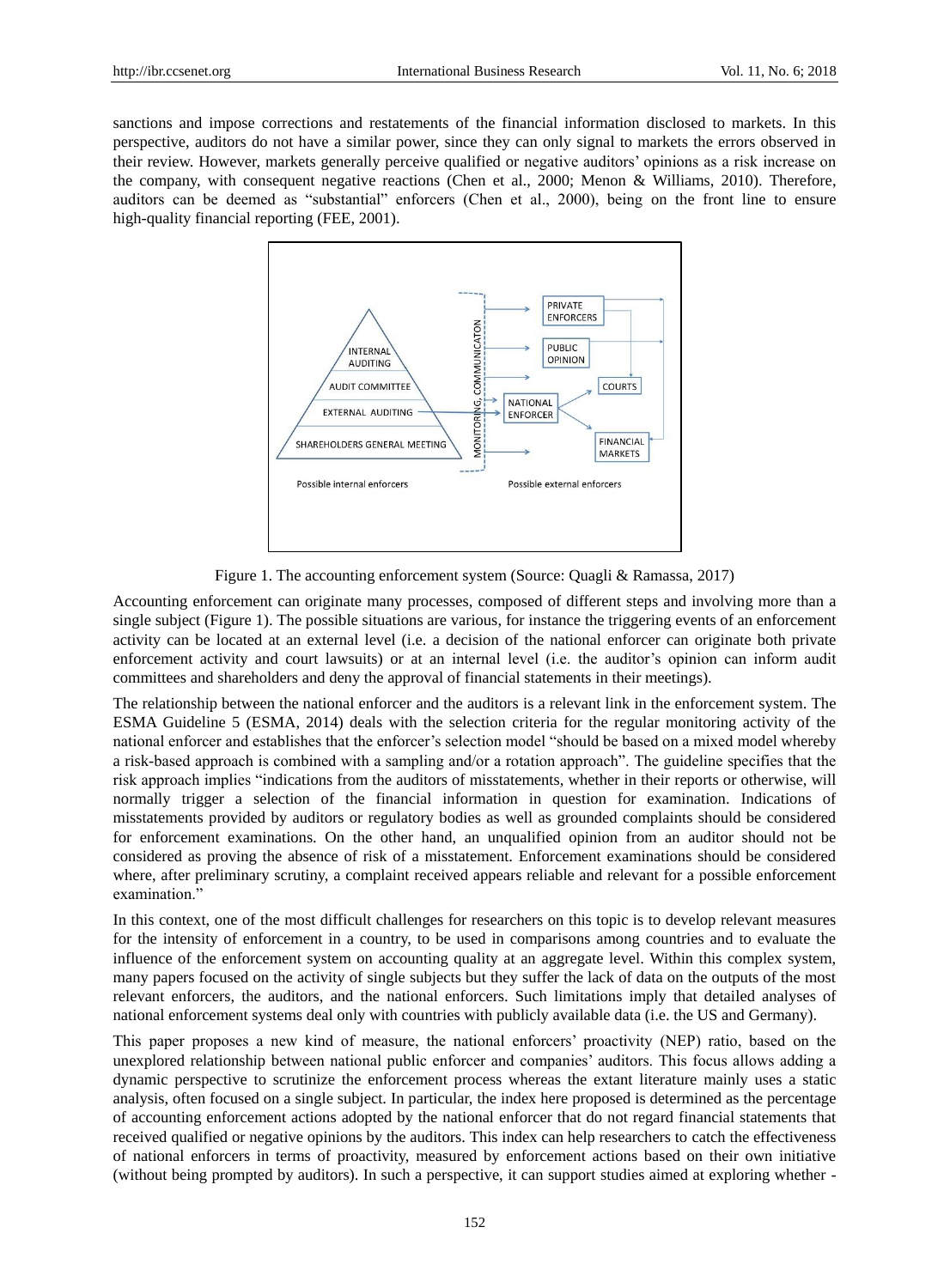sanctions and impose corrections and restatements of the financial information disclosed to markets. In this perspective, auditors do not have a similar power, since they can only signal to markets the errors observed in their review. However, markets generally perceive qualified or negative auditors' opinions as a risk increase on the company, with consequent negative reactions (Chen et al., 2000; Menon & Williams, 2010). Therefore, auditors can be deemed as "substantial" enforcers (Chen et al., 2000), being on the front line to ensure high-quality financial reporting (FEE, 2001).

Figure 1. The accounting enforcement system (Source: Quagli & Ramassa, 2017)

Accounting enforcement can originate many processes, composed of different steps and involving more than a single subject (Figure 1). The possible situations are various, for instance the triggering events of an enforcement activity can be located at an external level (i.e. a decision of the national enforcer can originate both private enforcement activity and court lawsuits) or at an internal level (i.e. the auditor's opinion can inform audit committees and shareholders and deny the approval of financial statements in their meetings).

The relationship between the national enforcer and the auditors is a relevant link in the enforcement system. The ESMA Guideline 5 (ESMA, 2014) deals with the selection criteria for the regular monitoring activity of the national enforcer and establishes that the enforcer's selection model "should be based on a mixed model whereby a risk-based approach is combined with a sampling and/or a rotation approach". The guideline specifies that the risk approach implies "indications from the auditors of misstatements, whether in their reports or otherwise, will normally trigger a selection of the financial information in question for examination. Indications of misstatements provided by auditors or regulatory bodies as well as grounded complaints should be considered for enforcement examinations. On the other hand, an unqualified opinion from an auditor should not be considered as proving the absence of risk of a misstatement. Enforcement examinations should be considered where, after preliminary scrutiny, a complaint received appears reliable and relevant for a possible enforcement examination."

In this context, one of the most difficult challenges for researchers on this topic is to develop relevant measures for the intensity of enforcement in a country, to be used in comparisons among countries and to evaluate the influence of the enforcement system on accounting quality at an aggregate level. Within this complex system, many papers focused on the activity of single subjects but they suffer the lack of data on the outputs of the most relevant enforcers, the auditors, and the national enforcers. Such limitations imply that detailed analyses of national enforcement systems deal only with countries with publicly available data (i.e. the US and Germany).

This paper proposes a new kind of measure, the national enforcers' proactivity (NEP) ratio, based on the unexplored relationship between national public enforcer and companies' auditors. This focus allows adding a dynamic perspective to scrutinize the enforcement process whereas the extant literature mainly uses a static analysis, often focused on a single subject. In particular, the index here proposed is determined as the percentage of accounting enforcement actions adopted by the national enforcer that do not regard financial statements that received qualified or negative opinions by the auditors. This index can help researchers to catch the effectiveness of national enforcers in terms of proactivity, measured by enforcement actions based on their own initiative (without being prompted by auditors). In such a perspective, it can support studies aimed at exploring whether -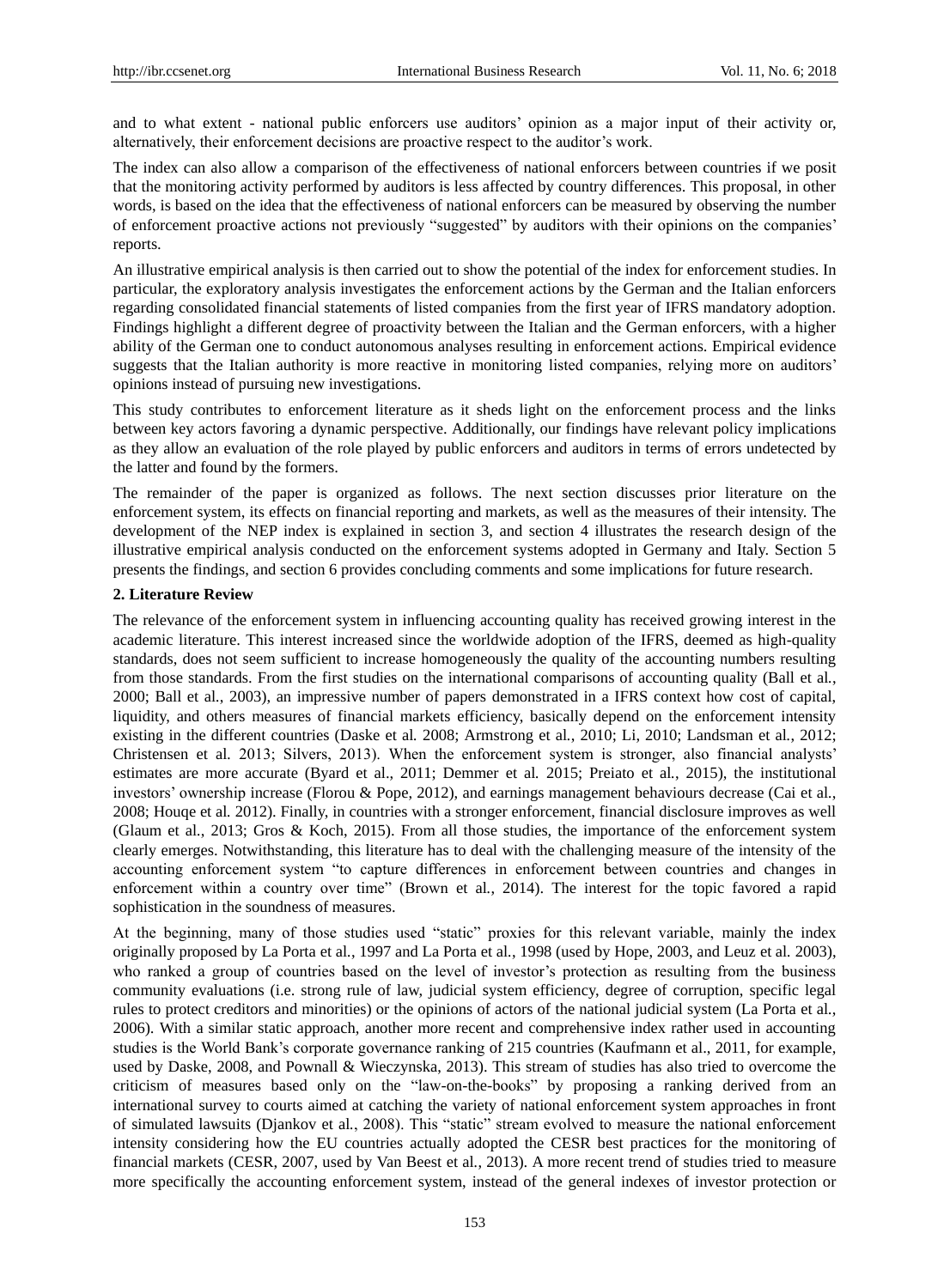and to what extent - national public enforcers use auditors' opinion as a major input of their activity or, alternatively, their enforcement decisions are proactive respect to the auditor's work.

The index can also allow a comparison of the effectiveness of national enforcers between countries if we posit that the monitoring activity performed by auditors is less affected by country differences. This proposal, in other words, is based on the idea that the effectiveness of national enforcers can be measured by observing the number of enforcement proactive actions not previously "suggested" by auditors with their opinions on the companies' reports.

An illustrative empirical analysis is then carried out to show the potential of the index for enforcement studies. In particular, the exploratory analysis investigates the enforcement actions by the German and the Italian enforcers regarding consolidated financial statements of listed companies from the first year of IFRS mandatory adoption. Findings highlight a different degree of proactivity between the Italian and the German enforcers, with a higher ability of the German one to conduct autonomous analyses resulting in enforcement actions. Empirical evidence suggests that the Italian authority is more reactive in monitoring listed companies, relying more on auditors' opinions instead of pursuing new investigations.

This study contributes to enforcement literature as it sheds light on the enforcement process and the links between key actors favoring a dynamic perspective. Additionally, our findings have relevant policy implications as they allow an evaluation of the role played by public enforcers and auditors in terms of errors undetected by the latter and found by the formers.

The remainder of the paper is organized as follows. The next section discusses prior literature on the enforcement system, its effects on financial reporting and markets, as well as the measures of their intensity. The development of the NEP index is explained in section 3, and section 4 illustrates the research design of the illustrative empirical analysis conducted on the enforcement systems adopted in Germany and Italy. Section 5 presents the findings, and section 6 provides concluding comments and some implications for future research.

## 2. Literature Review

The relevance of the enforcement system in influencing accounting quality has received growing interest in the academic literature. This interest increased since the worldwide adoption of the IFRS, deemed as high-quality standards, does not seem sufficient to increase homogeneously the quality of the accounting numbers resulting from those standards. From the first studies on the international comparisons of accounting quality (Ball et al., 2000; Ball et al., 2003), an impressive number of papers demonstrated in a IFRS context how cost of capital, liquidity, and others measures of financial markets efficiency, basically depend on the enforcement intensity existing in the different countries (Daske et al. 2008; Armstrong et al., 2010; Li, 2010; Landsman et al., 2012; Christensen et al. 2013; Silvers, 2013). When the enforcement system is stronger, also financial analysts' estimates are more accurate (Byard et al., 2011; Demmer et al. 2015; Preiato et al., 2015), the institutional investors' ownership increase (Florou & Pope, 2012), and earnings management behaviours decrease (Cai et al., 2008; Houqe et al. 2012). Finally, in countries with a stronger enforcement, financial disclosure improves as well (Glaum et al., 2013; Gros & Koch, 2015). From all those studies, the importance of the enforcement system clearly emerges. Notwithstanding, this literature has to deal with the challenging measure of the intensity of the accounting enforcement system "to capture differences in enforcement between countries and changes in enforcement within a country over time" (Brown et al., 2014). The interest for the topic favored a rapid sophistication in the soundness of measures.

At the beginning, many of those studies used "static" proxies for this relevant variable, mainly the index originally proposed by La Porta et al., 1997 and La Porta et al., 1998 (used by Hope, 2003, and Leuz et al. 2003), who ranked a group of countries based on the level of investor's protection as resulting from the business community evaluations (i.e. strong rule of law, judicial system efficiency, degree of corruption, specific legal rules to protect creditors and minorities) or the opinions of actors of the national judicial system (La Porta et al., 2006). With a similar static approach, another more recent and comprehensive index rather used in accounting studies is the World Bank's corporate governance ranking of 215 countries (Kaufmann et al., 2011, for example, used by Daske, 2008, and Pownall & Wieczynska, 2013). This stream of studies has also tried to overcome the criticism of measures based only on the "law-on-the-books" by proposing a ranking derived from an international survey to courts aimed at catching the variety of national enforcement system approaches in front of simulated lawsuits (Djankov et al., 2008). This "static" stream evolved to measure the national enforcement intensity considering how the EU countries actually adopted the CESR best practices for the monitoring of financial markets (CESR, 2007, used by Van Beest et al., 2013). A more recent trend of studies tried to measure more specifically the accounting enforcement system, instead of the general indexes of investor protection or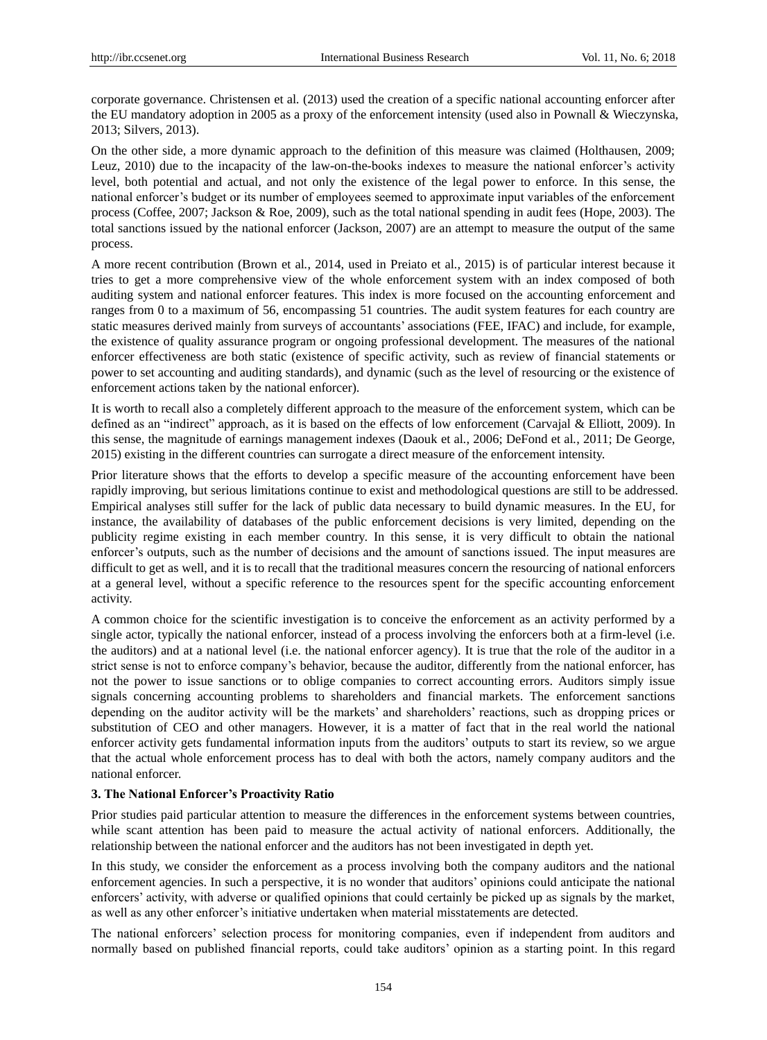corporate governance. Christensen et al. (2013) used the creation of a specific national accounting enforcer after the EU mandatory adoption in 2005 as a proxy of the enforcement intensity (used also in Pownall & Wieczynska, 2013; Silvers, 2013).

On the other side, a more dynamic approach to the definition of this measure was claimed (Holthausen, 2009; Leuz, 2010) due to the incapacity of the law-on-the-books indexes to measure the national enforcer's activity level, both potential and actual, and not only the existence of the legal power to enforce. In this sense, the national enforcer's budget or its number of employees seemed to approximate input variables of the enforcement process (Coffee, 2007; Jackson & Roe, 2009), such as the total national spending in audit fees (Hope, 2003). The total sanctions issued by the national enforcer (Jackson, 2007) are an attempt to measure the output of the same process.

A more recent contribution (Brown et al., 2014, used in Preiato et al., 2015) is of particular interest because it tries to get a more comprehensive view of the whole enforcement system with an index composed of both auditing system and national enforcer features. This index is more focused on the accounting enforcement and ranges from 0 to a maximum of 56, encompassing 51 countries. The audit system features for each country are static measures derived mainly from surveys of accountants' associations (FEE, IFAC) and include, for example, the existence of quality assurance program or ongoing professional development. The measures of the national enforcer effectiveness are both static (existence of specific activity, such as review of financial statements or power to set accounting and auditing standards), and dynamic (such as the level of resourcing or the existence of enforcement actions taken by the national enforcer).

It is worth to recall also a completely different approach to the measure of the enforcement system, which can be defined as an "indirect" approach, as it is based on the effects of low enforcement (Carvajal & Elliott, 2009). In this sense, the magnitude of earnings management indexes (Daouk et al., 2006; DeFond et al., 2011; De George, 2015) existing in the different countries can surrogate a direct measure of the enforcement intensity.

Prior literature shows that the efforts to develop a specific measure of the accounting enforcement have been rapidly improving, but serious limitations continue to exist and methodological questions are still to be addressed. Empirical analyses still suffer for the lack of public data necessary to build dynamic measures. In the EU, for instance, the availability of databases of the public enforcement decisions is very limited, depending on the publicity regime existing in each member country. In this sense, it is very difficult to obtain the national enforcer's outputs, such as the number of decisions and the amount of sanctions issued. The input measures are difficult to get as well, and it is to recall that the traditional measures concern the resourcing of national enforcers at a general level, without a specific reference to the resources spent for the specific accounting enforcement activity.

A common choice for the scientific investigation is to conceive the enforcement as an activity performed by a single actor, typically the national enforcer, instead of a process involving the enforcers both at a firm-level (i.e. the auditors) and at a national level (i.e. the national enforcer agency). It is true that the role of the auditor in a strict sense is not to enforce company's behavior, because the auditor, differently from the national enforcer, has not the power to issue sanctions or to oblige companies to correct accounting errors. Auditors simply issue signals concerning accounting problems to shareholders and financial markets. The enforcement sanctions depending on the auditor activity will be the markets' and shareholders' reactions, such as dropping prices or substitution of CEO and other managers. However, it is a matter of fact that in the real world the national enforcer activity gets fundamental information inputs from the auditors' outputs to start its review, so we argue that the actual whole enforcement process has to deal with both the actors, namely company auditors and the national enforcer.

### 3. The National Enforcer's Proactivity Ratio

Prior studies paid particular attention to measure the differences in the enforcement systems between countries, while scant attention has been paid to measure the actual activity of national enforcers. Additionally, the relationship between the national enforcer and the auditors has not been investigated in depth yet.

In this study, we consider the enforcement as a process involving both the company auditors and the national enforcement agencies. In such a perspective, it is no wonder that auditors' opinions could anticipate the national enforcers' activity, with adverse or qualified opinions that could certainly be picked up as signals by the market, as well as any other enforcer's initiative undertaken when material misstatements are detected.

The national enforcers' selection process for monitoring companies, even if independent from auditors and normally based on published financial reports, could take auditors' opinion as a starting point. In this regard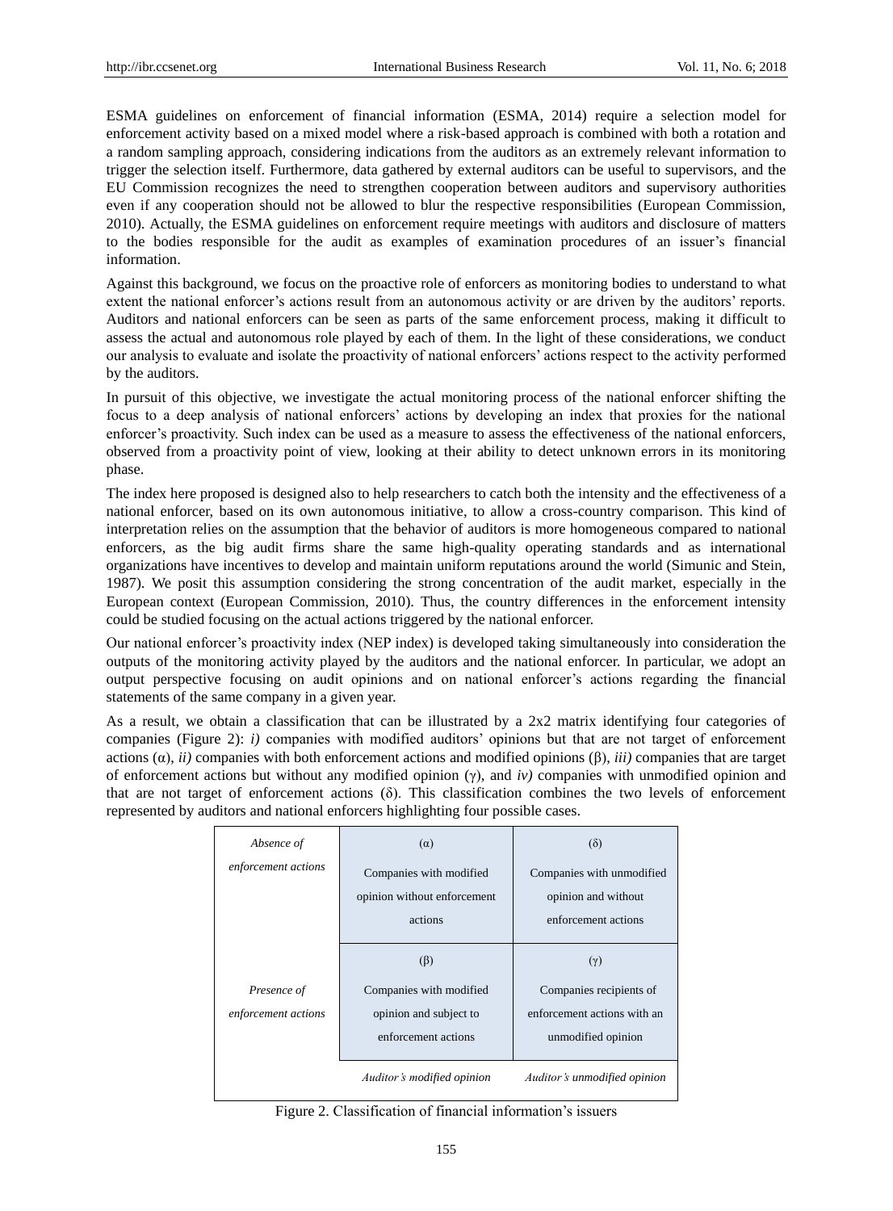ESMA guidelines on enforcement of financial information (ESMA, 2014) require a selection model for enforcement activity based on a mixed model where a risk-based approach is combined with both a rotation and a random sampling approach, considering indications from the auditors as an extremely relevant information to trigger the selection itself. Furthermore, data gathered by external auditors can be useful to supervisors, and the EU Commission recognizes the need to strengthen cooperation between auditors and supervisory authorities even if any cooperation should not be allowed to blur the respective responsibilities (European Commission, 2010). Actually, the ESMA guidelines on enforcement require meetings with auditors and disclosure of matters to the bodies responsible for the audit as examples of examination procedures of an issuer's financial information.

Against this background, we focus on the proactive role of enforcers as monitoring bodies to understand to what extent the national enforcer's actions result from an autonomous activity or are driven by the auditors' reports. Auditors and national enforcers can be seen as parts of the same enforcement process, making it difficult to assess the actual and autonomous role played by each of them. In the light of these considerations, we conduct our analysis to evaluate and isolate the proactivity of national enforcers' actions respect to the activity performed by the auditors.

In pursuit of this objective, we investigate the actual monitoring process of the national enforcer shifting the focus to a deep analysis of national enforcers' actions by developing an index that proxies for the national enforcer's proactivity. Such index can be used as a measure to assess the effectiveness of the national enforcers, observed from a proactivity point of view, looking at their ability to detect unknown errors in its monitoring phase.

The index here proposed is designed also to help researchers to catch both the intensity and the effectiveness of a national enforcer, based on its own autonomous initiative, to allow a cross-country comparison. This kind of interpretation relies on the assumption that the behavior of auditors is more homogeneous compared to national enforcers, as the big audit firms share the same high-quality operating standards and as international organizations have incentives to develop and maintain uniform reputations around the world (Simunic and Stein, 1987). We posit this assumption considering the strong concentration of the audit market, especially in the European context (European Commission, 2010). Thus, the country differences in the enforcement intensity could be studied focusing on the actual actions triggered by the national enforcer.

Our national enforcer's proactivity index (NEP index) is developed taking simultaneously into consideration the outputs of the monitoring activity played by the auditors and the national enforcer. In particular, we adopt an output perspective focusing on audit opinions and on national enforcer's actions regarding the financial statements of the same company in a given year.

As a result, we obtain a classification that can be illustrated by a 2x2 matrix identifying four categories of companies (Figure 2): *i)* companies with modified auditors' opinions but that are not target of enforcement actions (α), *ii)* companies with both enforcement actions and modified opinions (β), *iii)* companies that are target of enforcement actions but without any modified opinion (γ), and *iv)* companies with unmodified opinion and that are not target of enforcement actions (δ). This classification combines the two levels of enforcement represented by auditors and national enforcers highlighting four possible cases.

| | | |
|---|---|---|
| *Absence of enforcement actions* | (α) Companies with modified opinion without enforcement actions | (δ) Companies with unmodified opinion and without enforcement actions |
| *Presence of enforcement actions* | (β) Companies with modified opinion and subject to enforcement actions | (γ) Companies recipients of enforcement actions with an unmodified opinion |
| | *Auditor's modified opinion* | *Auditor's unmodified opinion* |

Figure 2. Classification of financial information's issuers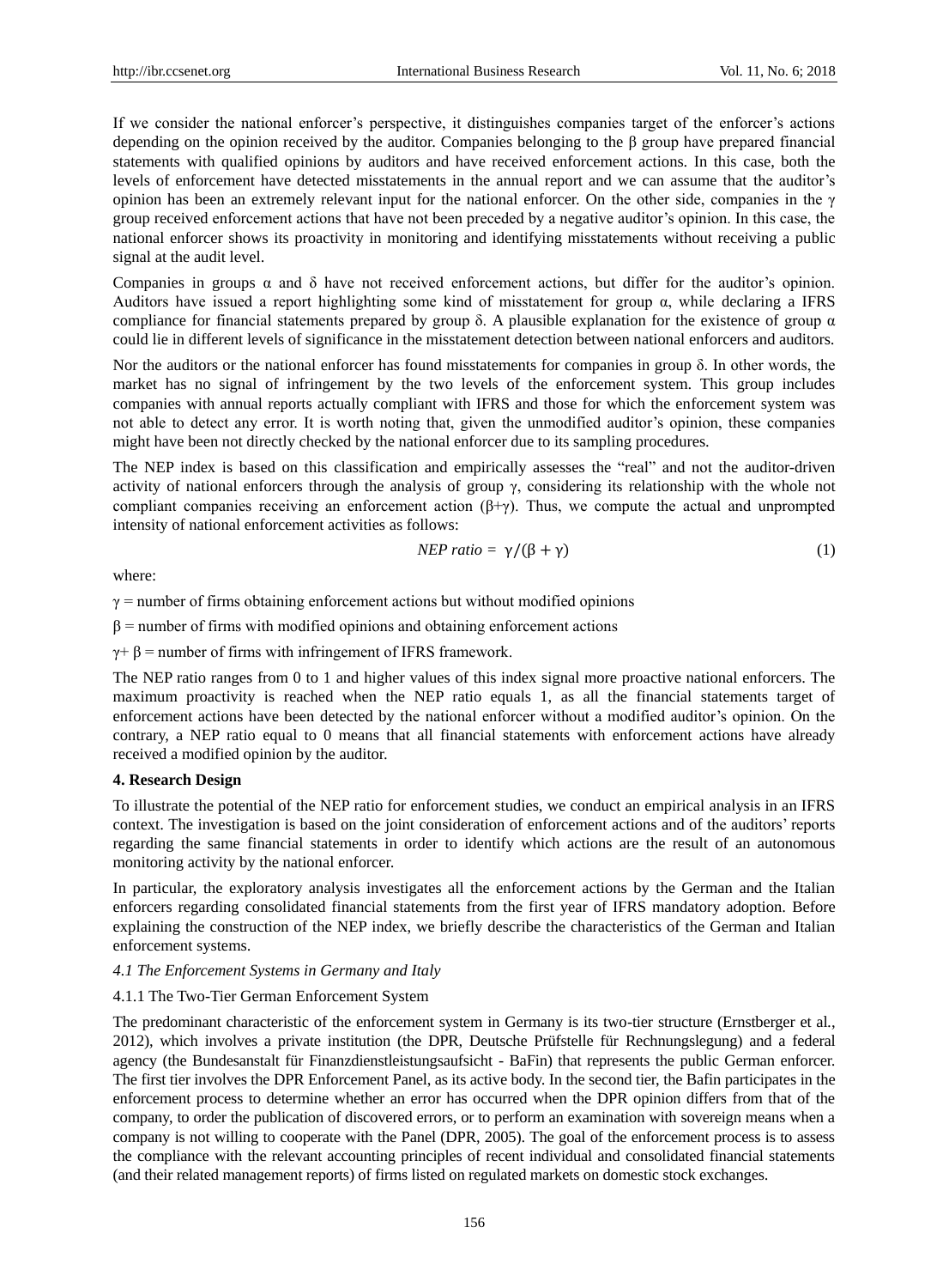If we consider the national enforcer's perspective, it distinguishes companies target of the enforcer's actions depending on the opinion received by the auditor. Companies belonging to the β group have prepared financial statements with qualified opinions by auditors and have received enforcement actions. In this case, both the levels of enforcement have detected misstatements in the annual report and we can assume that the auditor's opinion has been an extremely relevant input for the national enforcer. On the other side, companies in the γ group received enforcement actions that have not been preceded by a negative auditor's opinion. In this case, the national enforcer shows its proactivity in monitoring and identifying misstatements without receiving a public signal at the audit level.

Companies in groups α and δ have not received enforcement actions, but differ for the auditor's opinion. Auditors have issued a report highlighting some kind of misstatement for group α, while declaring a IFRS compliance for financial statements prepared by group δ. A plausible explanation for the existence of group α could lie in different levels of significance in the misstatement detection between national enforcers and auditors.

Nor the auditors or the national enforcer has found misstatements for companies in group δ. In other words, the market has no signal of infringement by the two levels of the enforcement system. This group includes companies with annual reports actually compliant with IFRS and those for which the enforcement system was not able to detect any error. It is worth noting that, given the unmodified auditor's opinion, these companies might have been not directly checked by the national enforcer due to its sampling procedures.

The NEP index is based on this classification and empirically assesses the "real" and not the auditor-driven activity of national enforcers through the analysis of group γ, considering its relationship with the whole not compliant companies receiving an enforcement action (β+γ). Thus, we compute the actual and unprompted intensity of national enforcement activities as follows:

$$\textit{NEP ratio} = \gamma/(\beta + \gamma) \tag{1}$$

where:

γ = number of firms obtaining enforcement actions but without modified opinions

β = number of firms with modified opinions and obtaining enforcement actions

γ+ β = number of firms with infringement of IFRS framework.

The NEP ratio ranges from 0 to 1 and higher values of this index signal more proactive national enforcers. The maximum proactivity is reached when the NEP ratio equals 1, as all the financial statements target of enforcement actions have been detected by the national enforcer without a modified auditor's opinion. On the contrary, a NEP ratio equal to 0 means that all financial statements with enforcement actions have already received a modified opinion by the auditor.

## 4. Research Design

To illustrate the potential of the NEP ratio for enforcement studies, we conduct an empirical analysis in an IFRS context. The investigation is based on the joint consideration of enforcement actions and of the auditors' reports regarding the same financial statements in order to identify which actions are the result of an autonomous monitoring activity by the national enforcer.

In particular, the exploratory analysis investigates all the enforcement actions by the German and the Italian enforcers regarding consolidated financial statements from the first year of IFRS mandatory adoption. Before explaining the construction of the NEP index, we briefly describe the characteristics of the German and Italian enforcement systems.

### *4.1 The Enforcement Systems in Germany and Italy*

#### 4.1.1 The Two-Tier German Enforcement System

The predominant characteristic of the enforcement system in Germany is its two-tier structure (Ernstberger et al., 2012), which involves a private institution (the DPR, Deutsche Prüfstelle für Rechnungslegung) and a federal agency (the Bundesanstalt für Finanzdienstleistungsaufsicht - BaFin) that represents the public German enforcer. The first tier involves the DPR Enforcement Panel, as its active body. In the second tier, the Bafin participates in the enforcement process to determine whether an error has occurred when the DPR opinion differs from that of the company, to order the publication of discovered errors, or to perform an examination with sovereign means when a company is not willing to cooperate with the Panel (DPR, 2005). The goal of the enforcement process is to assess the compliance with the relevant accounting principles of recent individual and consolidated financial statements (and their related management reports) of firms listed on regulated markets on domestic stock exchanges.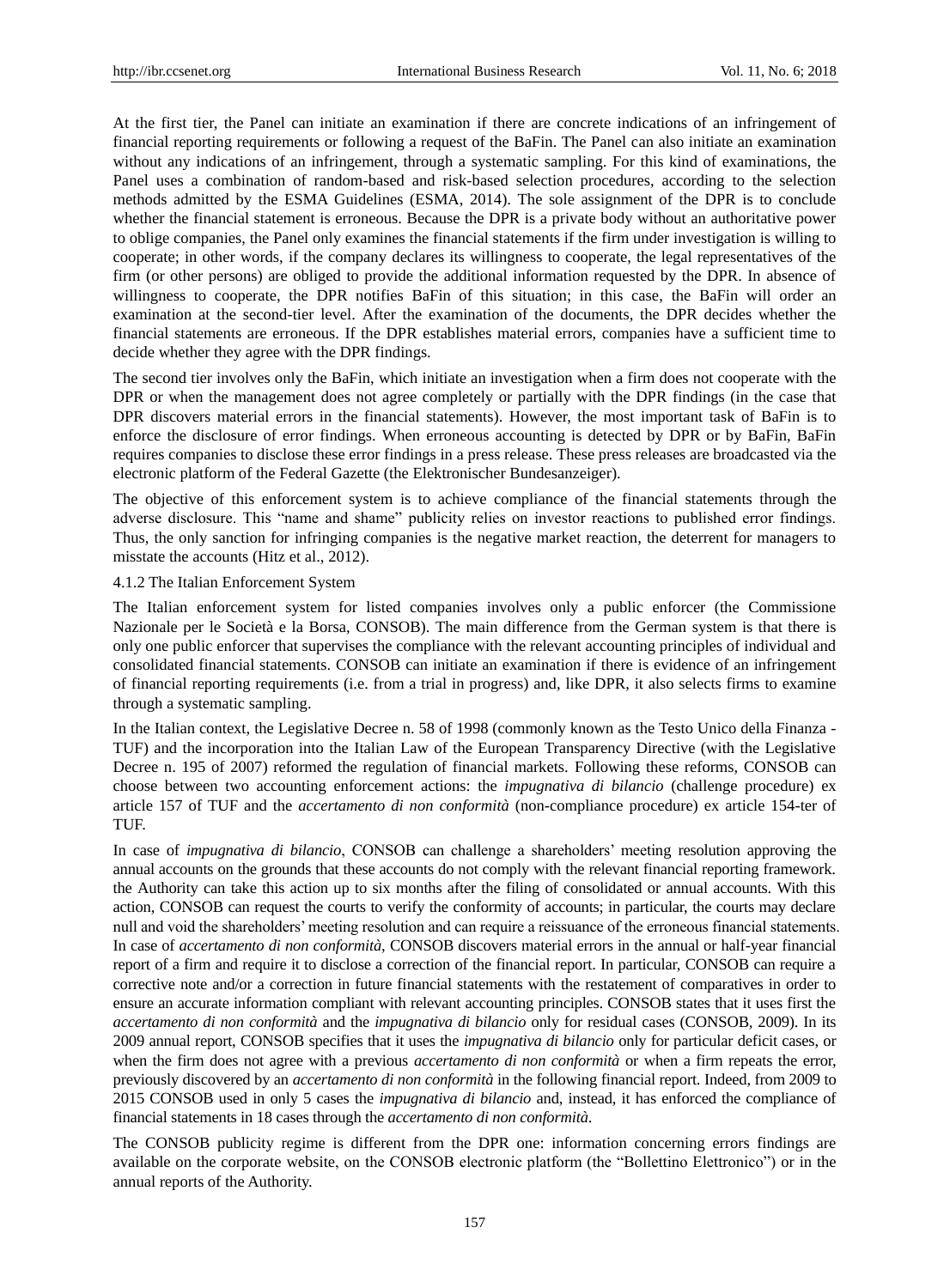At the first tier, the Panel can initiate an examination if there are concrete indications of an infringement of financial reporting requirements or following a request of the BaFin. The Panel can also initiate an examination without any indications of an infringement, through a systematic sampling. For this kind of examinations, the Panel uses a combination of random-based and risk-based selection procedures, according to the selection methods admitted by the ESMA Guidelines (ESMA, 2014). The sole assignment of the DPR is to conclude whether the financial statement is erroneous. Because the DPR is a private body without an authoritative power to oblige companies, the Panel only examines the financial statements if the firm under investigation is willing to cooperate; in other words, if the company declares its willingness to cooperate, the legal representatives of the firm (or other persons) are obliged to provide the additional information requested by the DPR. In absence of willingness to cooperate, the DPR notifies BaFin of this situation; in this case, the BaFin will order an examination at the second-tier level. After the examination of the documents, the DPR decides whether the financial statements are erroneous. If the DPR establishes material errors, companies have a sufficient time to decide whether they agree with the DPR findings.

The second tier involves only the BaFin, which initiate an investigation when a firm does not cooperate with the DPR or when the management does not agree completely or partially with the DPR findings (in the case that DPR discovers material errors in the financial statements). However, the most important task of BaFin is to enforce the disclosure of error findings. When erroneous accounting is detected by DPR or by BaFin, BaFin requires companies to disclose these error findings in a press release. These press releases are broadcasted via the electronic platform of the Federal Gazette (the Elektronischer Bundesanzeiger).

The objective of this enforcement system is to achieve compliance of the financial statements through the adverse disclosure. This "name and shame" publicity relies on investor reactions to published error findings. Thus, the only sanction for infringing companies is the negative market reaction, the deterrent for managers to misstate the accounts (Hitz et al., 2012).

#### 4.1.2 The Italian Enforcement System

The Italian enforcement system for listed companies involves only a public enforcer (the Commissione Nazionale per le Società e la Borsa, CONSOB). The main difference from the German system is that there is only one public enforcer that supervises the compliance with the relevant accounting principles of individual and consolidated financial statements. CONSOB can initiate an examination if there is evidence of an infringement of financial reporting requirements (i.e. from a trial in progress) and, like DPR, it also selects firms to examine through a systematic sampling.

In the Italian context, the Legislative Decree n. 58 of 1998 (commonly known as the Testo Unico della Finanza - TUF) and the incorporation into the Italian Law of the European Transparency Directive (with the Legislative Decree n. 195 of 2007) reformed the regulation of financial markets. Following these reforms, CONSOB can choose between two accounting enforcement actions: the *impugnativa di bilancio* (challenge procedure) ex article 157 of TUF and the *accertamento di non conformità* (non-compliance procedure) ex article 154-ter of TUF.

In case of *impugnativa di bilancio*, CONSOB can challenge a shareholders' meeting resolution approving the annual accounts on the grounds that these accounts do not comply with the relevant financial reporting framework. the Authority can take this action up to six months after the filing of consolidated or annual accounts. With this action, CONSOB can request the courts to verify the conformity of accounts; in particular, the courts may declare null and void the shareholders' meeting resolution and can require a reissuance of the erroneous financial statements. In case of *accertamento di non conformità*, CONSOB discovers material errors in the annual or half-year financial report of a firm and require it to disclose a correction of the financial report. In particular, CONSOB can require a corrective note and/or a correction in future financial statements with the restatement of comparatives in order to ensure an accurate information compliant with relevant accounting principles. CONSOB states that it uses first the *accertamento di non conformità* and the *impugnativa di bilancio* only for residual cases (CONSOB, 2009). In its 2009 annual report, CONSOB specifies that it uses the *impugnativa di bilancio* only for particular deficit cases, or when the firm does not agree with a previous *accertamento di non conformità* or when a firm repeats the error, previously discovered by an *accertamento di non conformità* in the following financial report. Indeed, from 2009 to 2015 CONSOB used in only 5 cases the *impugnativa di bilancio* and, instead, it has enforced the compliance of financial statements in 18 cases through the *accertamento di non conformità*.

The CONSOB publicity regime is different from the DPR one: information concerning errors findings are available on the corporate website, on the CONSOB electronic platform (the "Bollettino Elettronico") or in the annual reports of the Authority.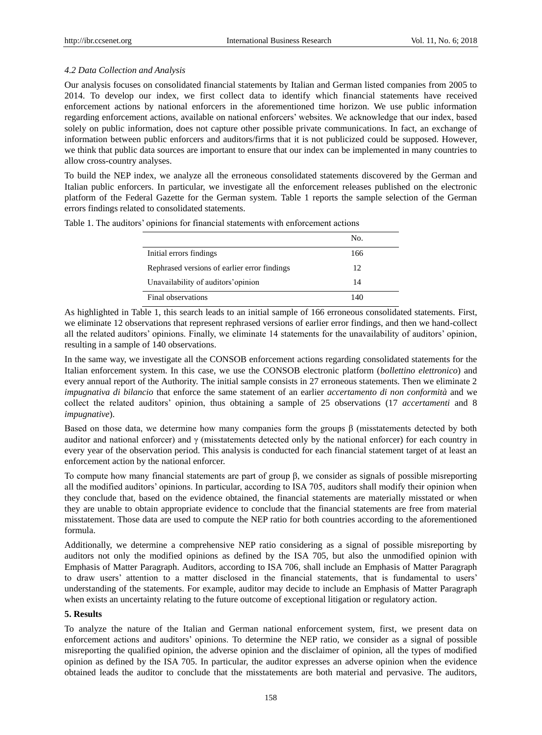### *4.2 Data Collection and Analysis*

Our analysis focuses on consolidated financial statements by Italian and German listed companies from 2005 to 2014. To develop our index, we first collect data to identify which financial statements have received enforcement actions by national enforcers in the aforementioned time horizon. We use public information regarding enforcement actions, available on national enforcers' websites. We acknowledge that our index, based solely on public information, does not capture other possible private communications. In fact, an exchange of information between public enforcers and auditors/firms that it is not publicized could be supposed. However, we think that public data sources are important to ensure that our index can be implemented in many countries to allow cross-country analyses.

To build the NEP index, we analyze all the erroneous consolidated statements discovered by the German and Italian public enforcers. In particular, we investigate all the enforcement releases published on the electronic platform of the Federal Gazette for the German system. Table 1 reports the sample selection of the German errors findings related to consolidated statements.

Table 1. The auditors' opinions for financial statements with enforcement actions

| | No. |
|---|---|
| Initial errors findings | 166 |
| Rephrased versions of earlier error findings | 12 |
| Unavailability of auditors' opinion | 14 |
| Final observations | 140 |

As highlighted in Table 1, this search leads to an initial sample of 166 erroneous consolidated statements. First, we eliminate 12 observations that represent rephrased versions of earlier error findings, and then we hand-collect all the related auditors' opinions. Finally, we eliminate 14 statements for the unavailability of auditors' opinion, resulting in a sample of 140 observations.

In the same way, we investigate all the CONSOB enforcement actions regarding consolidated statements for the Italian enforcement system. In this case, we use the CONSOB electronic platform (*bollettino elettronico*) and every annual report of the Authority. The initial sample consists in 27 erroneous statements. Then we eliminate 2 *impugnativa di bilancio* that enforce the same statement of an earlier *accertamento di non conformità* and we collect the related auditors' opinion, thus obtaining a sample of 25 observations (17 *accertamenti* and 8 *impugnative*).

Based on those data, we determine how many companies form the groups β (misstatements detected by both auditor and national enforcer) and γ (misstatements detected only by the national enforcer) for each country in every year of the observation period. This analysis is conducted for each financial statement target of at least an enforcement action by the national enforcer.

To compute how many financial statements are part of group β, we consider as signals of possible misreporting all the modified auditors' opinions. In particular, according to ISA 705, auditors shall modify their opinion when they conclude that, based on the evidence obtained, the financial statements are materially misstated or when they are unable to obtain appropriate evidence to conclude that the financial statements are free from material misstatement. Those data are used to compute the NEP ratio for both countries according to the aforementioned formula.

Additionally, we determine a comprehensive NEP ratio considering as a signal of possible misreporting by auditors not only the modified opinions as defined by the ISA 705, but also the unmodified opinion with Emphasis of Matter Paragraph. Auditors, according to ISA 706, shall include an Emphasis of Matter Paragraph to draw users' attention to a matter disclosed in the financial statements, that is fundamental to users' understanding of the statements. For example, auditor may decide to include an Emphasis of Matter Paragraph when exists an uncertainty relating to the future outcome of exceptional litigation or regulatory action.

## 5. Results

To analyze the nature of the Italian and German national enforcement system, first, we present data on enforcement actions and auditors' opinions. To determine the NEP ratio, we consider as a signal of possible misreporting the qualified opinion, the adverse opinion and the disclaimer of opinion, all the types of modified opinion as defined by the ISA 705. In particular, the auditor expresses an adverse opinion when the evidence obtained leads the auditor to conclude that the misstatements are both material and pervasive. The auditors,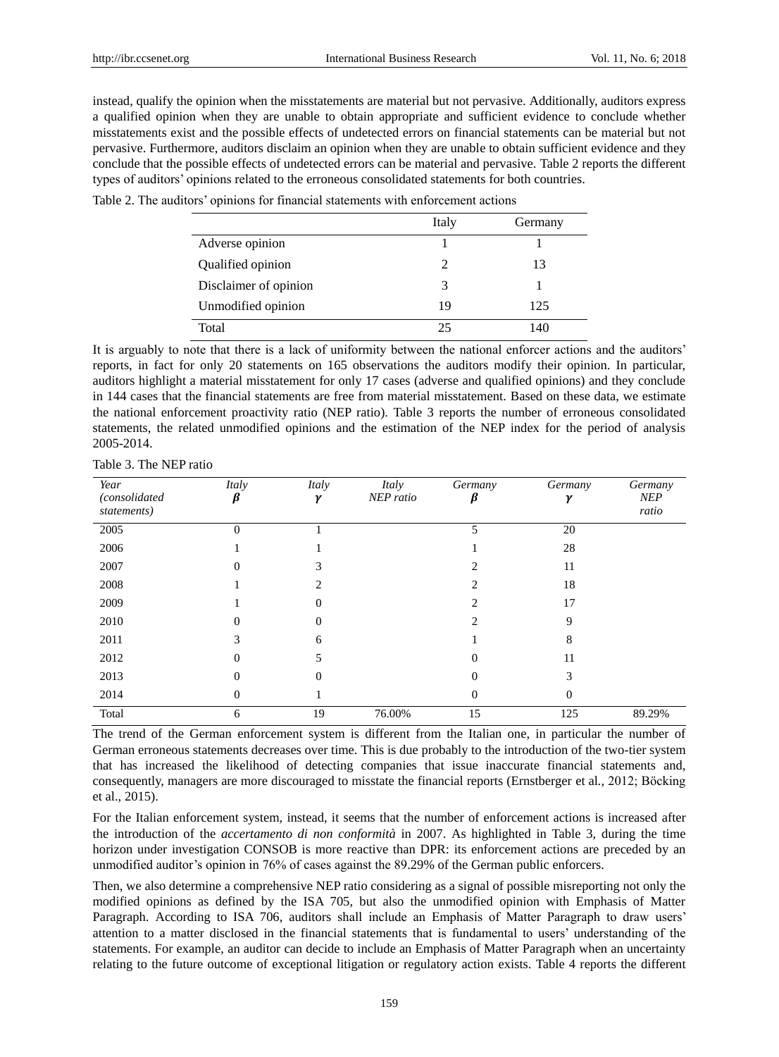instead, qualify the opinion when the misstatements are material but not pervasive. Additionally, auditors express a qualified opinion when they are unable to obtain appropriate and sufficient evidence to conclude whether misstatements exist and the possible effects of undetected errors on financial statements can be material but not pervasive. Furthermore, auditors disclaim an opinion when they are unable to obtain sufficient evidence and they conclude that the possible effects of undetected errors can be material and pervasive. Table 2 reports the different types of auditors' opinions related to the erroneous consolidated statements for both countries.

Table 2. The auditors' opinions for financial statements with enforcement actions

| | Italy | Germany |
|---|---|---|
| Adverse opinion | 1 | 1 |
| Qualified opinion | 2 | 13 |
| Disclaimer of opinion | 3 | 1 |
| Unmodified opinion | 19 | 125 |
| Total | 25 | 140 |

It is arguably to note that there is a lack of uniformity between the national enforcer actions and the auditors' reports, in fact for only 20 statements on 165 observations the auditors modify their opinion. In particular, auditors highlight a material misstatement for only 17 cases (adverse and qualified opinions) and they conclude in 144 cases that the financial statements are free from material misstatement. Based on these data, we estimate the national enforcement proactivity ratio (NEP ratio). Table 3 reports the number of erroneous consolidated statements, the related unmodified opinions and the estimation of the NEP index for the period of analysis 2005-2014.

Table 3. The NEP ratio

| *Year (consolidated statements)* | *Italy* $\beta$ | *Italy* $\gamma$ | *Italy NEP ratio* | *Germany* $\beta$ | *Germany* $\gamma$ | *Germany NEP ratio* |
|---|---|---|---|---|---|---|
| 2005 | 0 | 1 | | 5 | 20 | |
| 2006 | 1 | 1 | | 1 | 28 | |
| 2007 | 0 | 3 | | 2 | 11 | |
| 2008 | 1 | 2 | | 2 | 18 | |
| 2009 | 1 | 0 | | 2 | 17 | |
| 2010 | 0 | 0 | | 2 | 9 | |
| 2011 | 3 | 6 | | 1 | 8 | |
| 2012 | 0 | 5 | | 0 | 11 | |
| 2013 | 0 | 0 | | 0 | 3 | |
| 2014 | 0 | 1 | | 0 | 0 | |
| Total | 6 | 19 | 76.00% | 15 | 125 | 89.29% |

The trend of the German enforcement system is different from the Italian one, in particular the number of German erroneous statements decreases over time. This is due probably to the introduction of the two-tier system that has increased the likelihood of detecting companies that issue inaccurate financial statements and, consequently, managers are more discouraged to misstate the financial reports (Ernstberger et al., 2012; Böcking et al., 2015).

For the Italian enforcement system, instead, it seems that the number of enforcement actions is increased after the introduction of the *accertamento di non conformità* in 2007. As highlighted in Table 3, during the time horizon under investigation CONSOB is more reactive than DPR: its enforcement actions are preceded by an unmodified auditor's opinion in 76% of cases against the 89.29% of the German public enforcers.

Then, we also determine a comprehensive NEP ratio considering as a signal of possible misreporting not only the modified opinions as defined by the ISA 705, but also the unmodified opinion with Emphasis of Matter Paragraph. According to ISA 706, auditors shall include an Emphasis of Matter Paragraph to draw users' attention to a matter disclosed in the financial statements that is fundamental to users' understanding of the statements. For example, an auditor can decide to include an Emphasis of Matter Paragraph when an uncertainty relating to the future outcome of exceptional litigation or regulatory action exists. Table 4 reports the different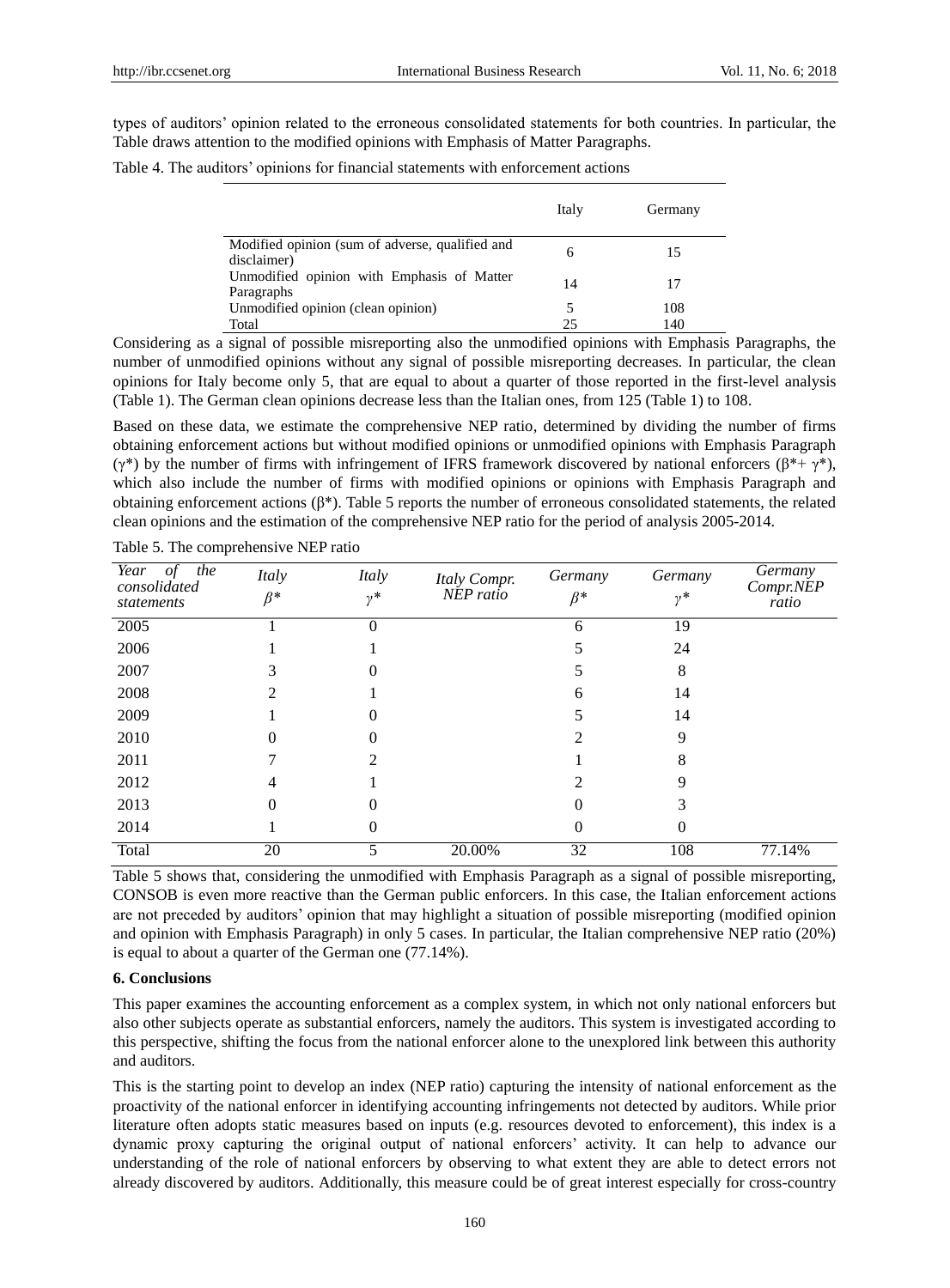types of auditors' opinion related to the erroneous consolidated statements for both countries. In particular, the Table draws attention to the modified opinions with Emphasis of Matter Paragraphs.

Table 4. The auditors' opinions for financial statements with enforcement actions

| | Italy | Germany |
|---|---|---|
| Modified opinion (sum of adverse, qualified and disclaimer) | 6 | 15 |
| Unmodified opinion with Emphasis of Matter Paragraphs | 14 | 17 |
| Unmodified opinion (clean opinion) | 5 | 108 |
| Total | 25 | 140 |

Considering as a signal of possible misreporting also the unmodified opinions with Emphasis Paragraphs, the number of unmodified opinions without any signal of possible misreporting decreases. In particular, the clean opinions for Italy become only 5, that are equal to about a quarter of those reported in the first-level analysis (Table 1). The German clean opinions decrease less than the Italian ones, from 125 (Table 1) to 108.

Based on these data, we estimate the comprehensive NEP ratio, determined by dividing the number of firms obtaining enforcement actions but without modified opinions or unmodified opinions with Emphasis Paragraph ($\gamma^*$) by the number of firms with infringement of IFRS framework discovered by national enforcers ($\beta^*+\gamma^*$), which also include the number of firms with modified opinions or opinions with Emphasis Paragraph and obtaining enforcement actions ($\beta^*$). Table 5 reports the number of erroneous consolidated statements, the related clean opinions and the estimation of the comprehensive NEP ratio for the period of analysis 2005-2014.

Table 5. The comprehensive NEP ratio

| *Year of the consolidated statements* | *Italy* $\beta^*$ | *Italy* $\gamma^*$ | *Italy Compr. NEP ratio* | *Germany* $\beta^*$ | *Germany* $\gamma^*$ | *Germany Compr.NEP ratio* |
|---|---|---|---|---|---|---|
| 2005 | 1 | 0 | | 6 | 19 | |
| 2006 | 1 | 1 | | 5 | 24 | |
| 2007 | 3 | 0 | | 5 | 8 | |
| 2008 | 2 | 1 | | 6 | 14 | |
| 2009 | 1 | 0 | | 5 | 14 | |
| 2010 | 0 | 0 | | 2 | 9 | |
| 2011 | 7 | 2 | | 1 | 8 | |
| 2012 | 4 | 1 | | 2 | 9 | |
| 2013 | 0 | 0 | | 0 | 3 | |
| 2014 | 1 | 0 | | 0 | 0 | |
| Total | 20 | 5 | 20.00% | 32 | 108 | 77.14% |

Table 5 shows that, considering the unmodified with Emphasis Paragraph as a signal of possible misreporting, CONSOB is even more reactive than the German public enforcers. In this case, the Italian enforcement actions are not preceded by auditors' opinion that may highlight a situation of possible misreporting (modified opinion and opinion with Emphasis Paragraph) in only 5 cases. In particular, the Italian comprehensive NEP ratio (20%) is equal to about a quarter of the German one (77.14%).

## 6. Conclusions

This paper examines the accounting enforcement as a complex system, in which not only national enforcers but also other subjects operate as substantial enforcers, namely the auditors. This system is investigated according to this perspective, shifting the focus from the national enforcer alone to the unexplored link between this authority and auditors.

This is the starting point to develop an index (NEP ratio) capturing the intensity of national enforcement as the proactivity of the national enforcer in identifying accounting infringements not detected by auditors. While prior literature often adopts static measures based on inputs (e.g. resources devoted to enforcement), this index is a dynamic proxy capturing the original output of national enforcers' activity. It can help to advance our understanding of the role of national enforcers by observing to what extent they are able to detect errors not already discovered by auditors. Additionally, this measure could be of great interest especially for cross-country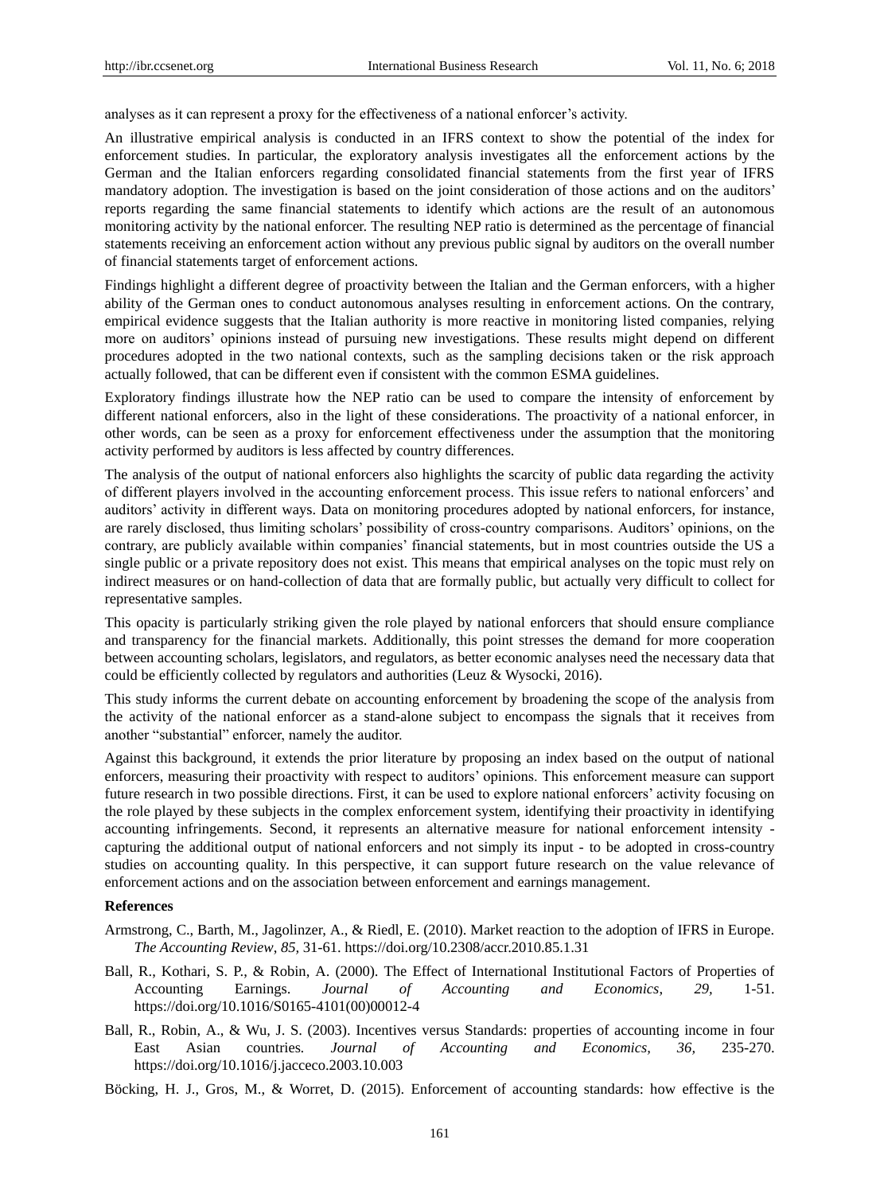analyses as it can represent a proxy for the effectiveness of a national enforcer's activity.

An illustrative empirical analysis is conducted in an IFRS context to show the potential of the index for enforcement studies. In particular, the exploratory analysis investigates all the enforcement actions by the German and the Italian enforcers regarding consolidated financial statements from the first year of IFRS mandatory adoption. The investigation is based on the joint consideration of those actions and on the auditors' reports regarding the same financial statements to identify which actions are the result of an autonomous monitoring activity by the national enforcer. The resulting NEP ratio is determined as the percentage of financial statements receiving an enforcement action without any previous public signal by auditors on the overall number of financial statements target of enforcement actions.

Findings highlight a different degree of proactivity between the Italian and the German enforcers, with a higher ability of the German ones to conduct autonomous analyses resulting in enforcement actions. On the contrary, empirical evidence suggests that the Italian authority is more reactive in monitoring listed companies, relying more on auditors' opinions instead of pursuing new investigations. These results might depend on different procedures adopted in the two national contexts, such as the sampling decisions taken or the risk approach actually followed, that can be different even if consistent with the common ESMA guidelines.

Exploratory findings illustrate how the NEP ratio can be used to compare the intensity of enforcement by different national enforcers, also in the light of these considerations. The proactivity of a national enforcer, in other words, can be seen as a proxy for enforcement effectiveness under the assumption that the monitoring activity performed by auditors is less affected by country differences.

The analysis of the output of national enforcers also highlights the scarcity of public data regarding the activity of different players involved in the accounting enforcement process. This issue refers to national enforcers' and auditors' activity in different ways. Data on monitoring procedures adopted by national enforcers, for instance, are rarely disclosed, thus limiting scholars' possibility of cross-country comparisons. Auditors' opinions, on the contrary, are publicly available within companies' financial statements, but in most countries outside the US a single public or a private repository does not exist. This means that empirical analyses on the topic must rely on indirect measures or on hand-collection of data that are formally public, but actually very difficult to collect for representative samples.

This opacity is particularly striking given the role played by national enforcers that should ensure compliance and transparency for the financial markets. Additionally, this point stresses the demand for more cooperation between accounting scholars, legislators, and regulators, as better economic analyses need the necessary data that could be efficiently collected by regulators and authorities (Leuz & Wysocki, 2016).

This study informs the current debate on accounting enforcement by broadening the scope of the analysis from the activity of the national enforcer as a stand-alone subject to encompass the signals that it receives from another "substantial" enforcer, namely the auditor.

Against this background, it extends the prior literature by proposing an index based on the output of national enforcers, measuring their proactivity with respect to auditors' opinions. This enforcement measure can support future research in two possible directions. First, it can be used to explore national enforcers' activity focusing on the role played by these subjects in the complex enforcement system, identifying their proactivity in identifying accounting infringements. Second, it represents an alternative measure for national enforcement intensity - capturing the additional output of national enforcers and not simply its input - to be adopted in cross-country studies on accounting quality. In this perspective, it can support future research on the value relevance of enforcement actions and on the association between enforcement and earnings management.

**References**

Armstrong, C., Barth, M., Jagolinzer, A., & Riedl, E. (2010). Market reaction to the adoption of IFRS in Europe. *The Accounting Review, 85,* 31-61. https://doi.org/10.2308/accr.2010.85.1.31

Ball, R., Kothari, S. P., & Robin, A. (2000). The Effect of International Institutional Factors of Properties of Accounting Earnings. *Journal of Accounting and Economics, 29,* 1-51. https://doi.org/10.1016/S0165-4101(00)00012-4

Ball, R., Robin, A., & Wu, J. S. (2003). Incentives versus Standards: properties of accounting income in four East Asian countries. *Journal of Accounting and Economics, 36,* 235-270. https://doi.org/10.1016/j.jacceco.2003.10.003

Böcking, H. J., Gros, M., & Worret, D. (2015). Enforcement of accounting standards: how effective is the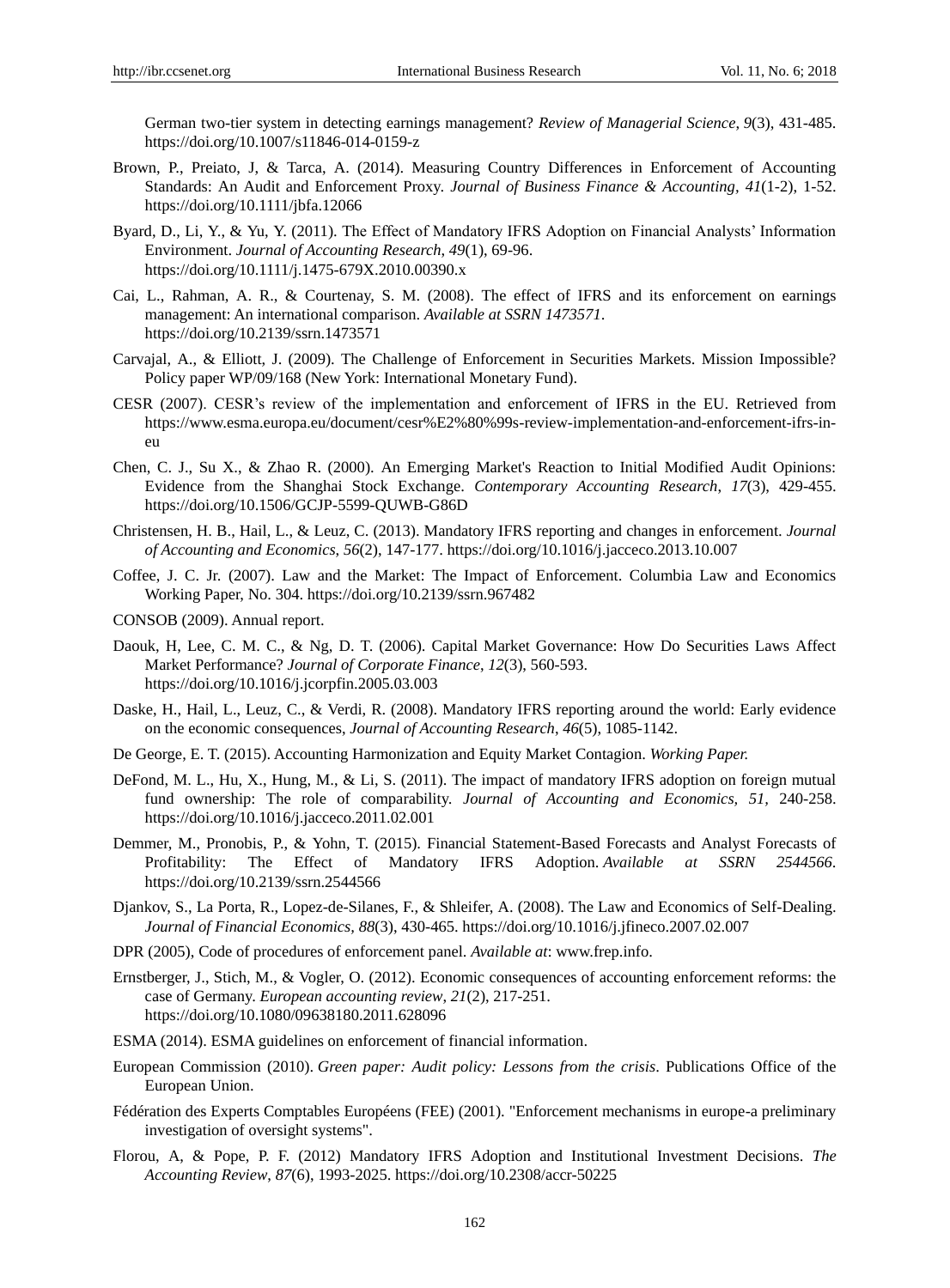German two-tier system in detecting earnings management? *Review of Managerial Science*, *9*(3), 431-485. https://doi.org/10.1007/s11846-014-0159-z

Brown, P., Preiato, J, & Tarca, A. (2014). Measuring Country Differences in Enforcement of Accounting Standards: An Audit and Enforcement Proxy. *Journal of Business Finance & Accounting*, *41*(1-2), 1-52. https://doi.org/10.1111/jbfa.12066

Byard, D., Li, Y., & Yu, Y. (2011). The Effect of Mandatory IFRS Adoption on Financial Analysts' Information Environment. *Journal of Accounting Research*, *49*(1), 69-96. https://doi.org/10.1111/j.1475-679X.2010.00390.x

Cai, L., Rahman, A. R., & Courtenay, S. M. (2008). The effect of IFRS and its enforcement on earnings management: An international comparison. *Available at SSRN 1473571*. https://doi.org/10.2139/ssrn.1473571

Carvajal, A., & Elliott, J. (2009). The Challenge of Enforcement in Securities Markets. Mission Impossible? Policy paper WP/09/168 (New York: International Monetary Fund).

CESR (2007). CESR's review of the implementation and enforcement of IFRS in the EU. Retrieved from https://www.esma.europa.eu/document/cesr%E2%80%99s-review-implementation-and-enforcement-ifrs-in-eu

Chen, C. J., Su X., & Zhao R. (2000). An Emerging Market's Reaction to Initial Modified Audit Opinions: Evidence from the Shanghai Stock Exchange. *Contemporary Accounting Research*, *17*(3), 429-455. https://doi.org/10.1506/GCJP-5599-QUWB-G86D

Christensen, H. B., Hail, L., & Leuz, C. (2013). Mandatory IFRS reporting and changes in enforcement. *Journal of Accounting and Economics*, *56*(2), 147-177. https://doi.org/10.1016/j.jacceco.2013.10.007

Coffee, J. C. Jr. (2007). Law and the Market: The Impact of Enforcement. Columbia Law and Economics Working Paper, No. 304. https://doi.org/10.2139/ssrn.967482

CONSOB (2009). Annual report.

Daouk, H, Lee, C. M. C., & Ng, D. T. (2006). Capital Market Governance: How Do Securities Laws Affect Market Performance? *Journal of Corporate Finance*, *12*(3), 560-593. https://doi.org/10.1016/j.jcorpfin.2005.03.003

Daske, H., Hail, L., Leuz, C., & Verdi, R. (2008). Mandatory IFRS reporting around the world: Early evidence on the economic consequences, *Journal of Accounting Research*, *46*(5), 1085-1142.

De George, E. T. (2015). Accounting Harmonization and Equity Market Contagion. *Working Paper.*

DeFond, M. L., Hu, X., Hung, M., & Li, S. (2011). The impact of mandatory IFRS adoption on foreign mutual fund ownership: The role of comparability. *Journal of Accounting and Economics, 51*, 240-258. https://doi.org/10.1016/j.jacceco.2011.02.001

Demmer, M., Pronobis, P., & Yohn, T. (2015). Financial Statement-Based Forecasts and Analyst Forecasts of Profitability: The Effect of Mandatory IFRS Adoption. *Available at SSRN 2544566*. https://doi.org/10.2139/ssrn.2544566

Djankov, S., La Porta, R., Lopez-de-Silanes, F., & Shleifer, A. (2008). The Law and Economics of Self-Dealing. *Journal of Financial Economics*, *88*(3), 430-465. https://doi.org/10.1016/j.jfineco.2007.02.007

DPR (2005), Code of procedures of enforcement panel. *Available at*: www.frep.info.

Ernstberger, J., Stich, M., & Vogler, O. (2012). Economic consequences of accounting enforcement reforms: the case of Germany. *European accounting review*, *21*(2), 217-251. https://doi.org/10.1080/09638180.2011.628096

ESMA (2014). ESMA guidelines on enforcement of financial information.

European Commission (2010). *Green paper: Audit policy: Lessons from the crisis*. Publications Office of the European Union.

Fédération des Experts Comptables Européens (FEE) (2001). "Enforcement mechanisms in europe-a preliminary investigation of oversight systems".

Florou, A, & Pope, P. F. (2012) Mandatory IFRS Adoption and Institutional Investment Decisions. *The Accounting Review*, *87*(6), 1993-2025. https://doi.org/10.2308/accr-50225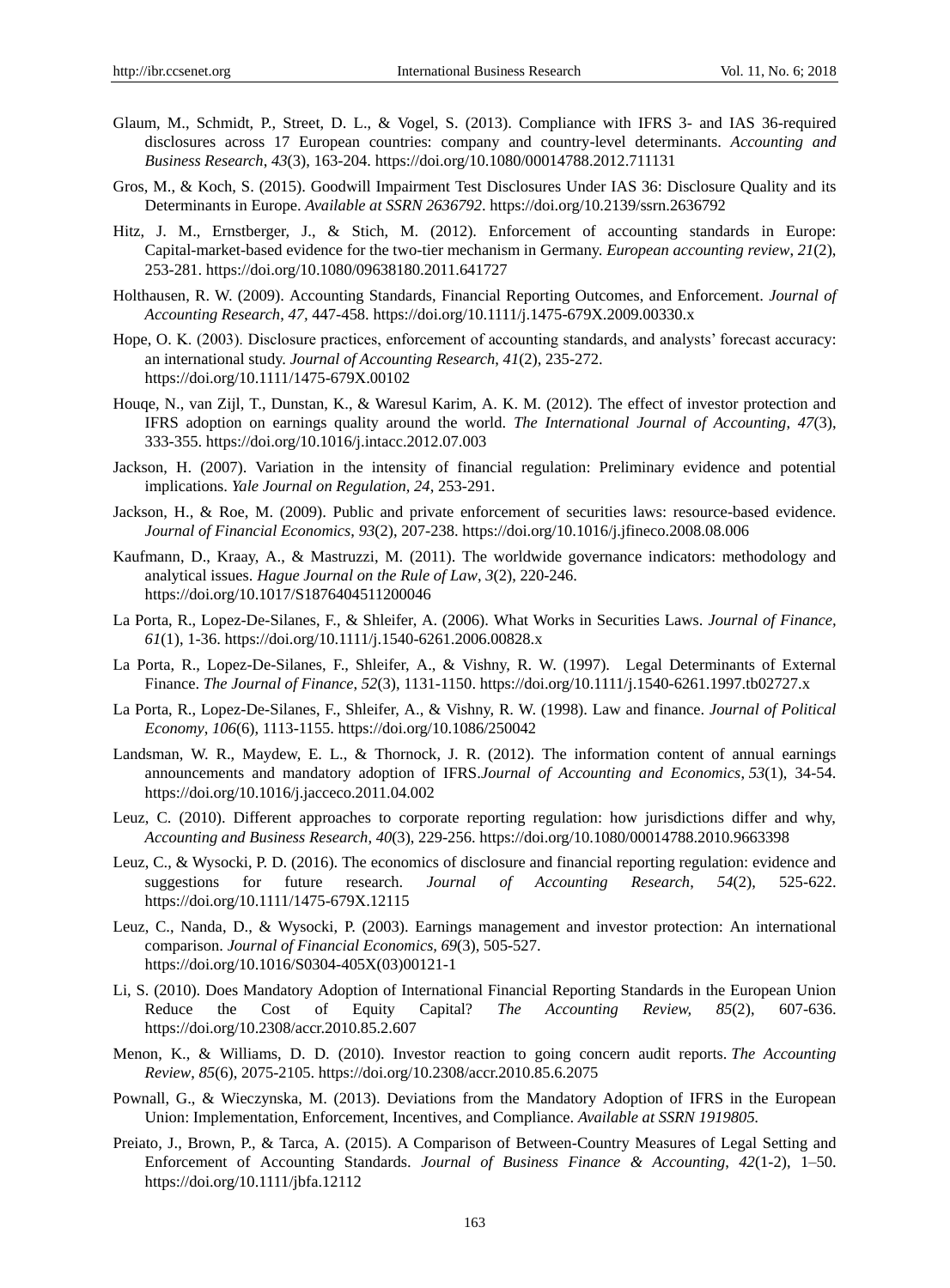Glaum, M., Schmidt, P., Street, D. L., & Vogel, S. (2013). Compliance with IFRS 3- and IAS 36-required disclosures across 17 European countries: company and country-level determinants. *Accounting and Business Research*, *43*(3), 163-204. https://doi.org/10.1080/00014788.2012.711131

Gros, M., & Koch, S. (2015). Goodwill Impairment Test Disclosures Under IAS 36: Disclosure Quality and its Determinants in Europe. *Available at SSRN 2636792*. https://doi.org/10.2139/ssrn.2636792

Hitz, J. M., Ernstberger, J., & Stich, M. (2012). Enforcement of accounting standards in Europe: Capital-market-based evidence for the two-tier mechanism in Germany. *European accounting review*, *21*(2), 253-281. https://doi.org/10.1080/09638180.2011.641727

Holthausen, R. W. (2009). Accounting Standards, Financial Reporting Outcomes, and Enforcement. *Journal of Accounting Research*, *47*, 447-458. https://doi.org/10.1111/j.1475-679X.2009.00330.x

Hope, O. K. (2003). Disclosure practices, enforcement of accounting standards, and analysts' forecast accuracy: an international study. *Journal of Accounting Research*, *41*(2), 235-272. https://doi.org/10.1111/1475-679X.00102

Houqe, N., van Zijl, T., Dunstan, K., & Waresul Karim, A. K. M. (2012). The effect of investor protection and IFRS adoption on earnings quality around the world. *The International Journal of Accounting*, *47*(3), 333-355. https://doi.org/10.1016/j.intacc.2012.07.003

Jackson, H. (2007). Variation in the intensity of financial regulation: Preliminary evidence and potential implications. *Yale Journal on Regulation*, *24*, 253-291.

Jackson, H., & Roe, M. (2009). Public and private enforcement of securities laws: resource-based evidence. *Journal of Financial Economics*, *93*(2), 207-238. https://doi.org/10.1016/j.jfineco.2008.08.006

Kaufmann, D., Kraay, A., & Mastruzzi, M. (2011). The worldwide governance indicators: methodology and analytical issues. *Hague Journal on the Rule of Law*, *3*(2), 220-246. https://doi.org/10.1017/S1876404511200046

La Porta, R., Lopez-De-Silanes, F., & Shleifer, A. (2006). What Works in Securities Laws. *Journal of Finance*, *61*(1), 1-36. https://doi.org/10.1111/j.1540-6261.2006.00828.x

La Porta, R., Lopez-De-Silanes, F., Shleifer, A., & Vishny, R. W. (1997). Legal Determinants of External Finance. *The Journal of Finance*, *52*(3), 1131-1150. https://doi.org/10.1111/j.1540-6261.1997.tb02727.x

La Porta, R., Lopez-De-Silanes, F., Shleifer, A., & Vishny, R. W. (1998). Law and finance. *Journal of Political Economy*, *106*(6), 1113-1155. https://doi.org/10.1086/250042

Landsman, W. R., Maydew, E. L., & Thornock, J. R. (2012). The information content of annual earnings announcements and mandatory adoption of IFRS.*Journal of Accounting and Economics*, *53*(1), 34-54. https://doi.org/10.1016/j.jacceco.2011.04.002

Leuz, C. (2010). Different approaches to corporate reporting regulation: how jurisdictions differ and why, *Accounting and Business Research*, *40*(3), 229-256. https://doi.org/10.1080/00014788.2010.9663398

Leuz, C., & Wysocki, P. D. (2016). The economics of disclosure and financial reporting regulation: evidence and suggestions for future research. *Journal of Accounting Research*, *54*(2), 525-622. https://doi.org/10.1111/1475-679X.12115

Leuz, C., Nanda, D., & Wysocki, P. (2003). Earnings management and investor protection: An international comparison. *Journal of Financial Economics*, *69*(3), 505-527. https://doi.org/10.1016/S0304-405X(03)00121-1

Li, S. (2010). Does Mandatory Adoption of International Financial Reporting Standards in the European Union Reduce the Cost of Equity Capital? *The Accounting Review, 85*(2), 607-636. https://doi.org/10.2308/accr.2010.85.2.607

Menon, K., & Williams, D. D. (2010). Investor reaction to going concern audit reports. *The Accounting Review*, *85*(6), 2075-2105. https://doi.org/10.2308/accr.2010.85.6.2075

Pownall, G., & Wieczynska, M. (2013). Deviations from the Mandatory Adoption of IFRS in the European Union: Implementation, Enforcement, Incentives, and Compliance. *Available at SSRN 1919805.*

Preiato, J., Brown, P., & Tarca, A. (2015). A Comparison of Between-Country Measures of Legal Setting and Enforcement of Accounting Standards. *Journal of Business Finance & Accounting*, *42*(1-2), 1–50. https://doi.org/10.1111/jbfa.12112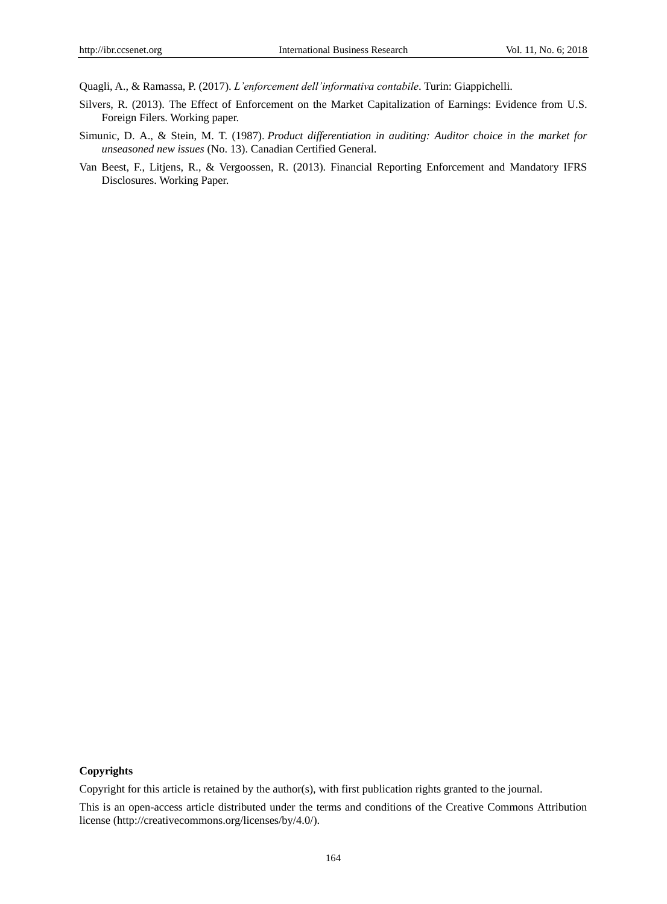Quagli, A., & Ramassa, P. (2017). *L'enforcement dell'informativa contabile*. Turin: Giappichelli.

Silvers, R. (2013). The Effect of Enforcement on the Market Capitalization of Earnings: Evidence from U.S. Foreign Filers. Working paper.

Simunic, D. A., & Stein, M. T. (1987). *Product differentiation in auditing: Auditor choice in the market for unseasoned new issues* (No. 13). Canadian Certified General.

Van Beest, F., Litjens, R., & Vergoossen, R. (2013). Financial Reporting Enforcement and Mandatory IFRS Disclosures. Working Paper.

**Copyrights**

Copyright for this article is retained by the author(s), with first publication rights granted to the journal.

This is an open-access article distributed under the terms and conditions of the Creative Commons Attribution license (http://creativecommons.org/licenses/by/4.0/).